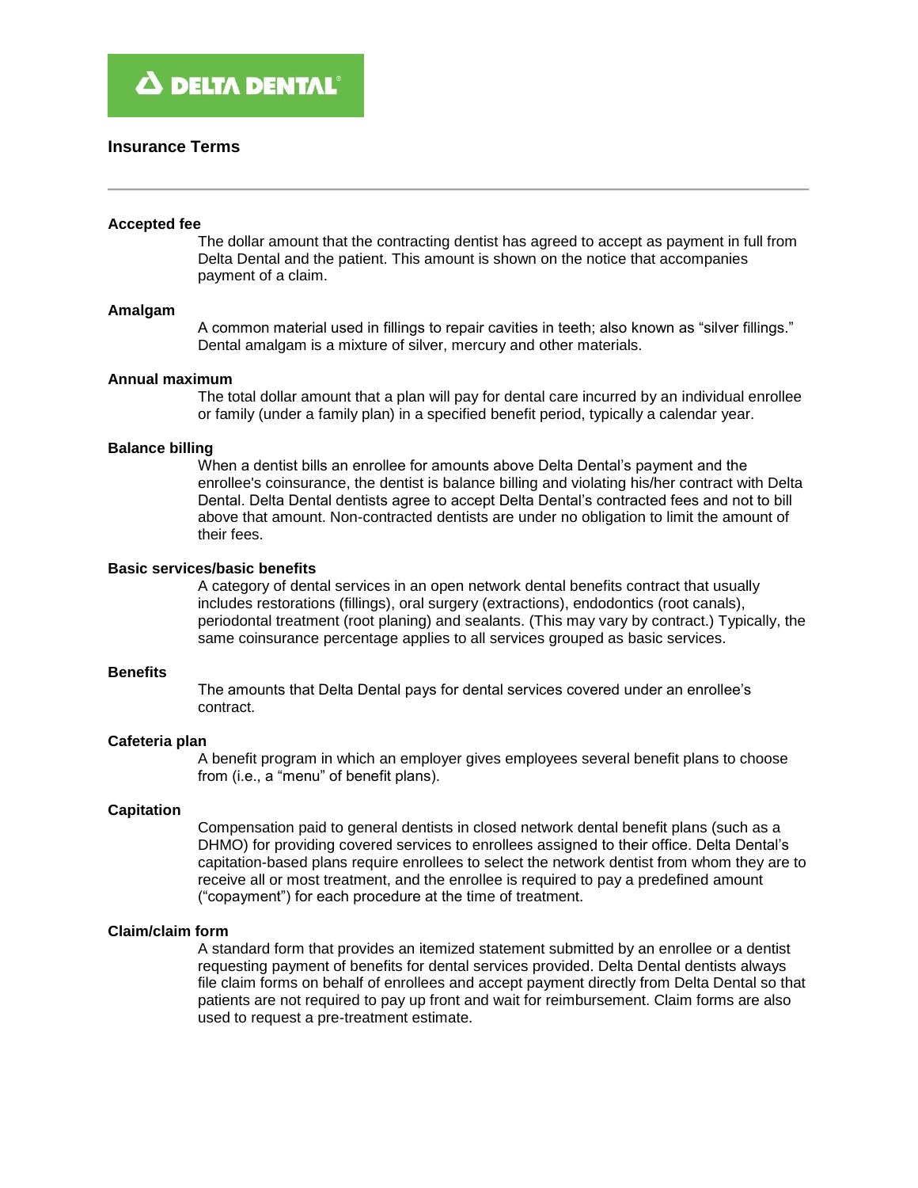DELTA DENTAL®

# Insurance Terms

---

**Accepted fee**

The dollar amount that the contracting dentist has agreed to accept as payment in full from Delta Dental and the patient. This amount is shown on the notice that accompanies payment of a claim.

**Amalgam**

A common material used in fillings to repair cavities in teeth; also known as "silver fillings." Dental amalgam is a mixture of silver, mercury and other materials.

**Annual maximum**

The total dollar amount that a plan will pay for dental care incurred by an individual enrollee or family (under a family plan) in a specified benefit period, typically a calendar year.

**Balance billing**

When a dentist bills an enrollee for amounts above Delta Dental's payment and the enrollee's coinsurance, the dentist is balance billing and violating his/her contract with Delta Dental. Delta Dental dentists agree to accept Delta Dental's contracted fees and not to bill above that amount. Non-contracted dentists are under no obligation to limit the amount of their fees.

**Basic services/basic benefits**

A category of dental services in an open network dental benefits contract that usually includes restorations (fillings), oral surgery (extractions), endodontics (root canals), periodontal treatment (root planing) and sealants. (This may vary by contract.) Typically, the same coinsurance percentage applies to all services grouped as basic services.

**Benefits**

The amounts that Delta Dental pays for dental services covered under an enrollee's contract.

**Cafeteria plan**

A benefit program in which an employer gives employees several benefit plans to choose from (i.e., a "menu" of benefit plans).

**Capitation**

Compensation paid to general dentists in closed network dental benefit plans (such as a DHMO) for providing covered services to enrollees assigned to their office. Delta Dental's capitation-based plans require enrollees to select the network dentist from whom they are to receive all or most treatment, and the enrollee is required to pay a predefined amount ("copayment") for each procedure at the time of treatment.

**Claim/claim form**

A standard form that provides an itemized statement submitted by an enrollee or a dentist requesting payment of benefits for dental services provided. Delta Dental dentists always file claim forms on behalf of enrollees and accept payment directly from Delta Dental so that patients are not required to pay up front and wait for reimbursement. Claim forms are also used to request a pre-treatment estimate.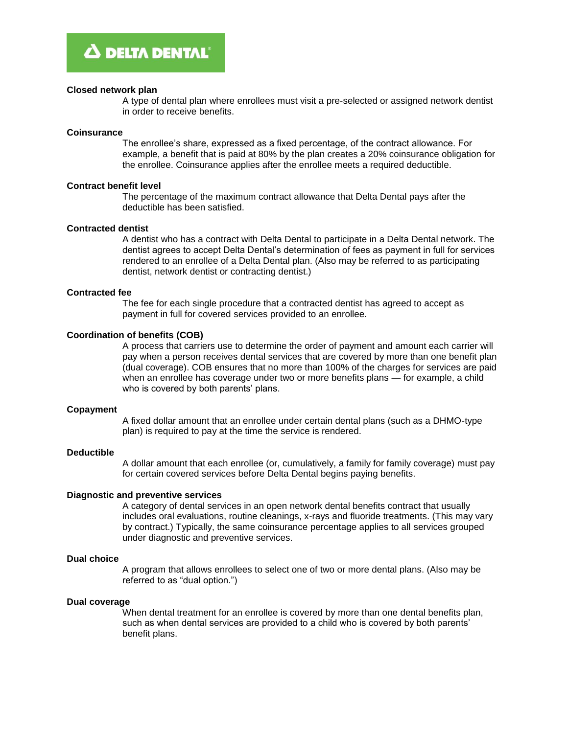**Closed network plan**

A type of dental plan where enrollees must visit a pre-selected or assigned network dentist in order to receive benefits.

**Coinsurance**

The enrollee's share, expressed as a fixed percentage, of the contract allowance. For example, a benefit that is paid at 80% by the plan creates a 20% coinsurance obligation for the enrollee. Coinsurance applies after the enrollee meets a required deductible.

**Contract benefit level**

The percentage of the maximum contract allowance that Delta Dental pays after the deductible has been satisfied.

**Contracted dentist**

A dentist who has a contract with Delta Dental to participate in a Delta Dental network. The dentist agrees to accept Delta Dental's determination of fees as payment in full for services rendered to an enrollee of a Delta Dental plan. (Also may be referred to as participating dentist, network dentist or contracting dentist.)

**Contracted fee**

The fee for each single procedure that a contracted dentist has agreed to accept as payment in full for covered services provided to an enrollee.

**Coordination of benefits (COB)**

A process that carriers use to determine the order of payment and amount each carrier will pay when a person receives dental services that are covered by more than one benefit plan (dual coverage). COB ensures that no more than 100% of the charges for services are paid when an enrollee has coverage under two or more benefits plans — for example, a child who is covered by both parents' plans.

**Copayment**

A fixed dollar amount that an enrollee under certain dental plans (such as a DHMO-type plan) is required to pay at the time the service is rendered.

**Deductible**

A dollar amount that each enrollee (or, cumulatively, a family for family coverage) must pay for certain covered services before Delta Dental begins paying benefits.

**Diagnostic and preventive services**

A category of dental services in an open network dental benefits contract that usually includes oral evaluations, routine cleanings, x-rays and fluoride treatments. (This may vary by contract.) Typically, the same coinsurance percentage applies to all services grouped under diagnostic and preventive services.

**Dual choice**

A program that allows enrollees to select one of two or more dental plans. (Also may be referred to as "dual option.")

**Dual coverage**

When dental treatment for an enrollee is covered by more than one dental benefits plan, such as when dental services are provided to a child who is covered by both parents' benefit plans.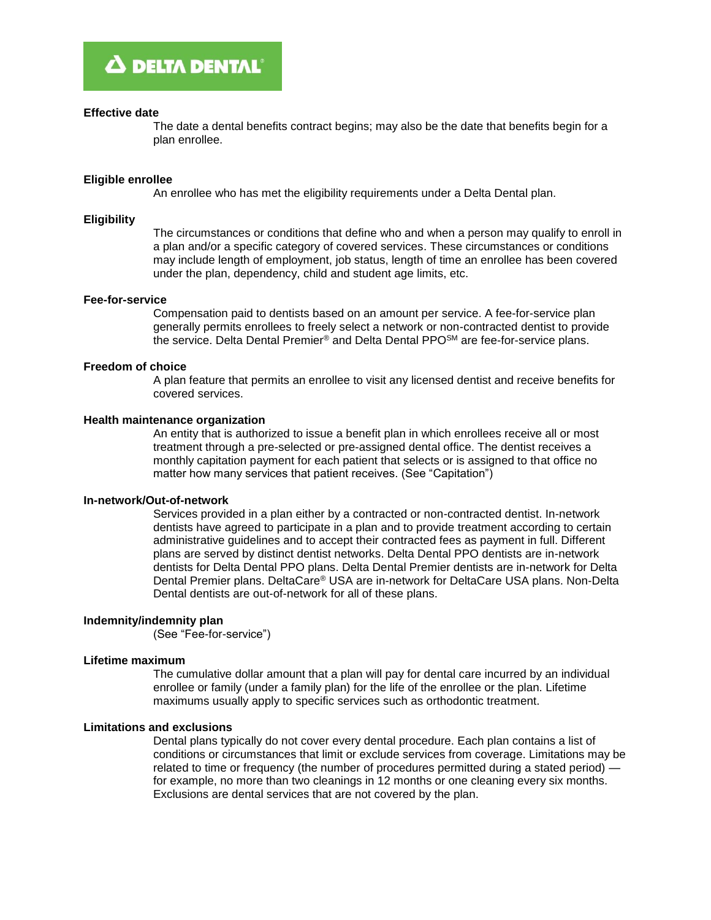**Effective date**

The date a dental benefits contract begins; may also be the date that benefits begin for a plan enrollee.

**Eligible enrollee**

An enrollee who has met the eligibility requirements under a Delta Dental plan.

**Eligibility**

The circumstances or conditions that define who and when a person may qualify to enroll in a plan and/or a specific category of covered services. These circumstances or conditions may include length of employment, job status, length of time an enrollee has been covered under the plan, dependency, child and student age limits, etc.

**Fee-for-service**

Compensation paid to dentists based on an amount per service. A fee-for-service plan generally permits enrollees to freely select a network or non-contracted dentist to provide the service. Delta Dental Premier® and Delta Dental PPO℠ are fee-for-service plans.

**Freedom of choice**

A plan feature that permits an enrollee to visit any licensed dentist and receive benefits for covered services.

**Health maintenance organization**

An entity that is authorized to issue a benefit plan in which enrollees receive all or most treatment through a pre-selected or pre-assigned dental office. The dentist receives a monthly capitation payment for each patient that selects or is assigned to that office no matter how many services that patient receives. (See "Capitation")

**In-network/Out-of-network**

Services provided in a plan either by a contracted or non-contracted dentist. In-network dentists have agreed to participate in a plan and to provide treatment according to certain administrative guidelines and to accept their contracted fees as payment in full. Different plans are served by distinct dentist networks. Delta Dental PPO dentists are in-network dentists for Delta Dental PPO plans. Delta Dental Premier dentists are in-network for Delta Dental Premier plans. DeltaCare® USA are in-network for DeltaCare USA plans. Non-Delta Dental dentists are out-of-network for all of these plans.

**Indemnity/indemnity plan**

(See "Fee-for-service")

**Lifetime maximum**

The cumulative dollar amount that a plan will pay for dental care incurred by an individual enrollee or family (under a family plan) for the life of the enrollee or the plan. Lifetime maximums usually apply to specific services such as orthodontic treatment.

**Limitations and exclusions**

Dental plans typically do not cover every dental procedure. Each plan contains a list of conditions or circumstances that limit or exclude services from coverage. Limitations may be related to time or frequency (the number of procedures permitted during a stated period) — for example, no more than two cleanings in 12 months or one cleaning every six months. Exclusions are dental services that are not covered by the plan.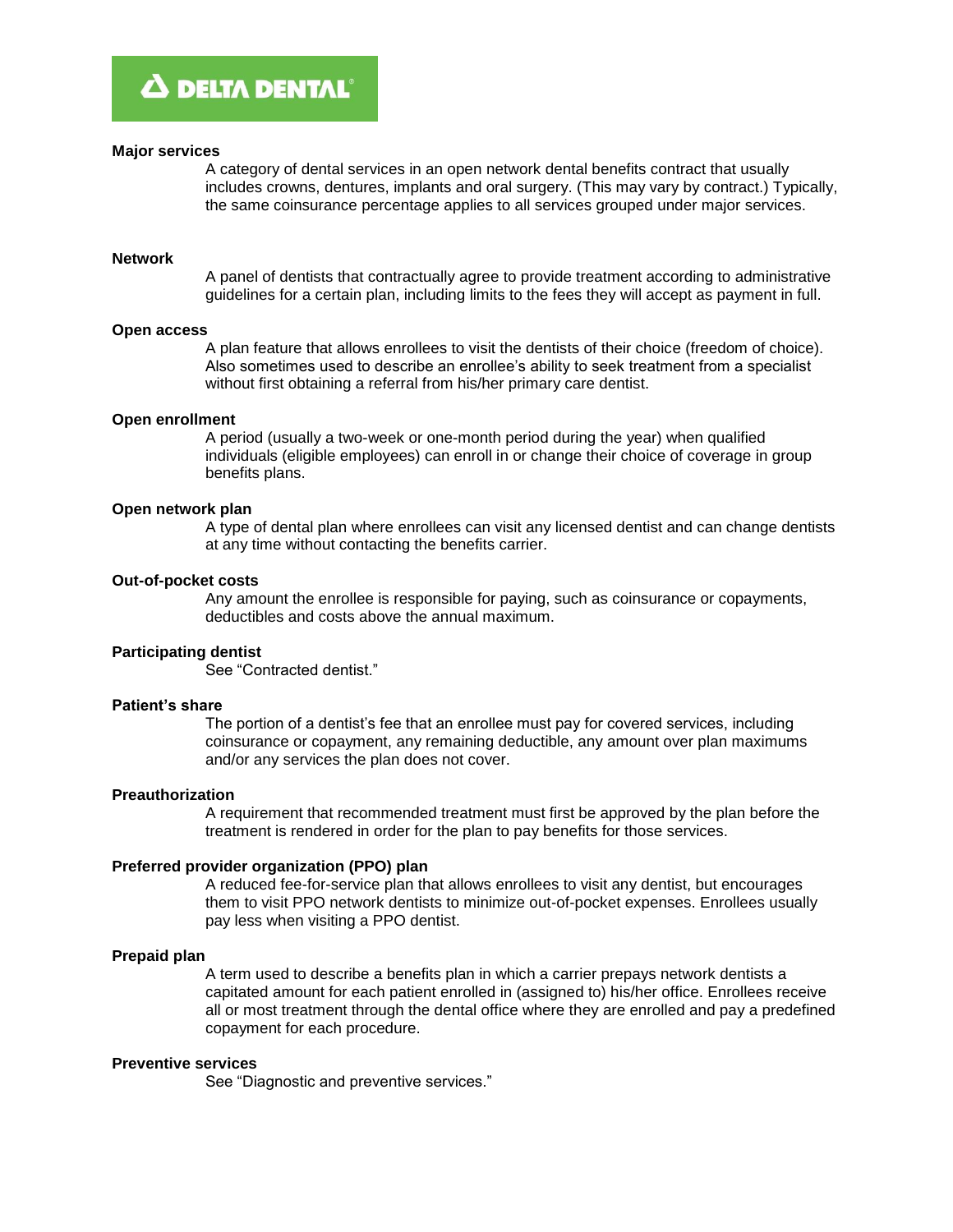**Major services**

A category of dental services in an open network dental benefits contract that usually includes crowns, dentures, implants and oral surgery. (This may vary by contract.) Typically, the same coinsurance percentage applies to all services grouped under major services.

**Network**

A panel of dentists that contractually agree to provide treatment according to administrative guidelines for a certain plan, including limits to the fees they will accept as payment in full.

**Open access**

A plan feature that allows enrollees to visit the dentists of their choice (freedom of choice). Also sometimes used to describe an enrollee's ability to seek treatment from a specialist without first obtaining a referral from his/her primary care dentist.

**Open enrollment**

A period (usually a two-week or one-month period during the year) when qualified individuals (eligible employees) can enroll in or change their choice of coverage in group benefits plans.

**Open network plan**

A type of dental plan where enrollees can visit any licensed dentist and can change dentists at any time without contacting the benefits carrier.

**Out-of-pocket costs**

Any amount the enrollee is responsible for paying, such as coinsurance or copayments, deductibles and costs above the annual maximum.

**Participating dentist**

See "Contracted dentist."

**Patient's share**

The portion of a dentist's fee that an enrollee must pay for covered services, including coinsurance or copayment, any remaining deductible, any amount over plan maximums and/or any services the plan does not cover.

**Preauthorization**

A requirement that recommended treatment must first be approved by the plan before the treatment is rendered in order for the plan to pay benefits for those services.

**Preferred provider organization (PPO) plan**

A reduced fee-for-service plan that allows enrollees to visit any dentist, but encourages them to visit PPO network dentists to minimize out-of-pocket expenses. Enrollees usually pay less when visiting a PPO dentist.

**Prepaid plan**

A term used to describe a benefits plan in which a carrier prepays network dentists a capitated amount for each patient enrolled in (assigned to) his/her office. Enrollees receive all or most treatment through the dental office where they are enrolled and pay a predefined copayment for each procedure.

**Preventive services**

See "Diagnostic and preventive services."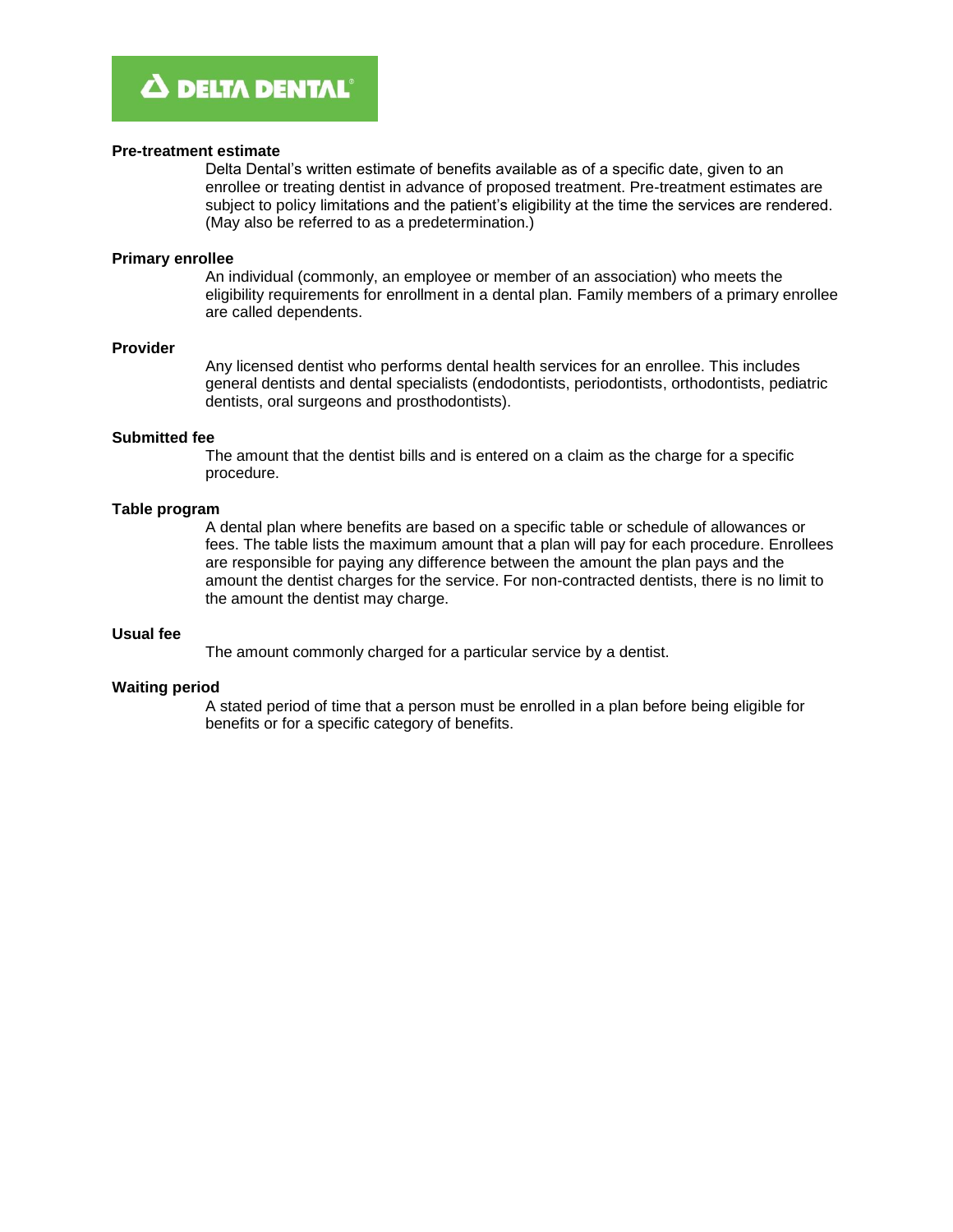**Pre-treatment estimate**

Delta Dental's written estimate of benefits available as of a specific date, given to an enrollee or treating dentist in advance of proposed treatment. Pre-treatment estimates are subject to policy limitations and the patient's eligibility at the time the services are rendered. (May also be referred to as a predetermination.)

**Primary enrollee**

An individual (commonly, an employee or member of an association) who meets the eligibility requirements for enrollment in a dental plan. Family members of a primary enrollee are called dependents.

**Provider**

Any licensed dentist who performs dental health services for an enrollee. This includes general dentists and dental specialists (endodontists, periodontists, orthodontists, pediatric dentists, oral surgeons and prosthodontists).

**Submitted fee**

The amount that the dentist bills and is entered on a claim as the charge for a specific procedure.

**Table program**

A dental plan where benefits are based on a specific table or schedule of allowances or fees. The table lists the maximum amount that a plan will pay for each procedure. Enrollees are responsible for paying any difference between the amount the plan pays and the amount the dentist charges for the service. For non-contracted dentists, there is no limit to the amount the dentist may charge.

**Usual fee**

The amount commonly charged for a particular service by a dentist.

**Waiting period**

A stated period of time that a person must be enrolled in a plan before being eligible for benefits or for a specific category of benefits.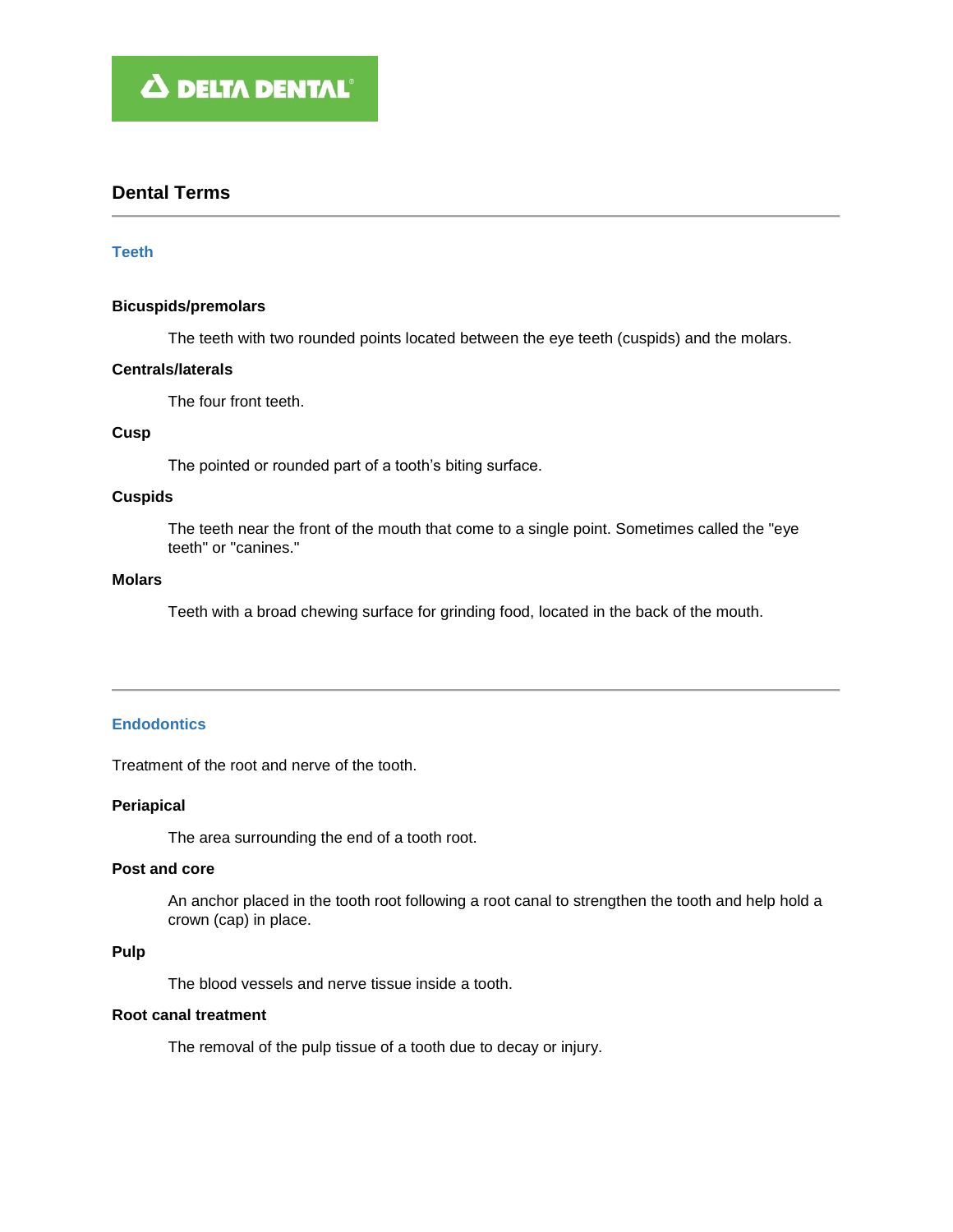DELTA DENTAL

# Dental Terms

## Teeth

**Bicuspids/premolars**

The teeth with two rounded points located between the eye teeth (cuspids) and the molars.

**Centrals/laterals**

The four front teeth.

**Cusp**

The pointed or rounded part of a tooth's biting surface.

**Cuspids**

The teeth near the front of the mouth that come to a single point. Sometimes called the "eye teeth" or "canines."

**Molars**

Teeth with a broad chewing surface for grinding food, located in the back of the mouth.

## Endodontics

Treatment of the root and nerve of the tooth.

**Periapical**

The area surrounding the end of a tooth root.

**Post and core**

An anchor placed in the tooth root following a root canal to strengthen the tooth and help hold a crown (cap) in place.

**Pulp**

The blood vessels and nerve tissue inside a tooth.

**Root canal treatment**

The removal of the pulp tissue of a tooth due to decay or injury.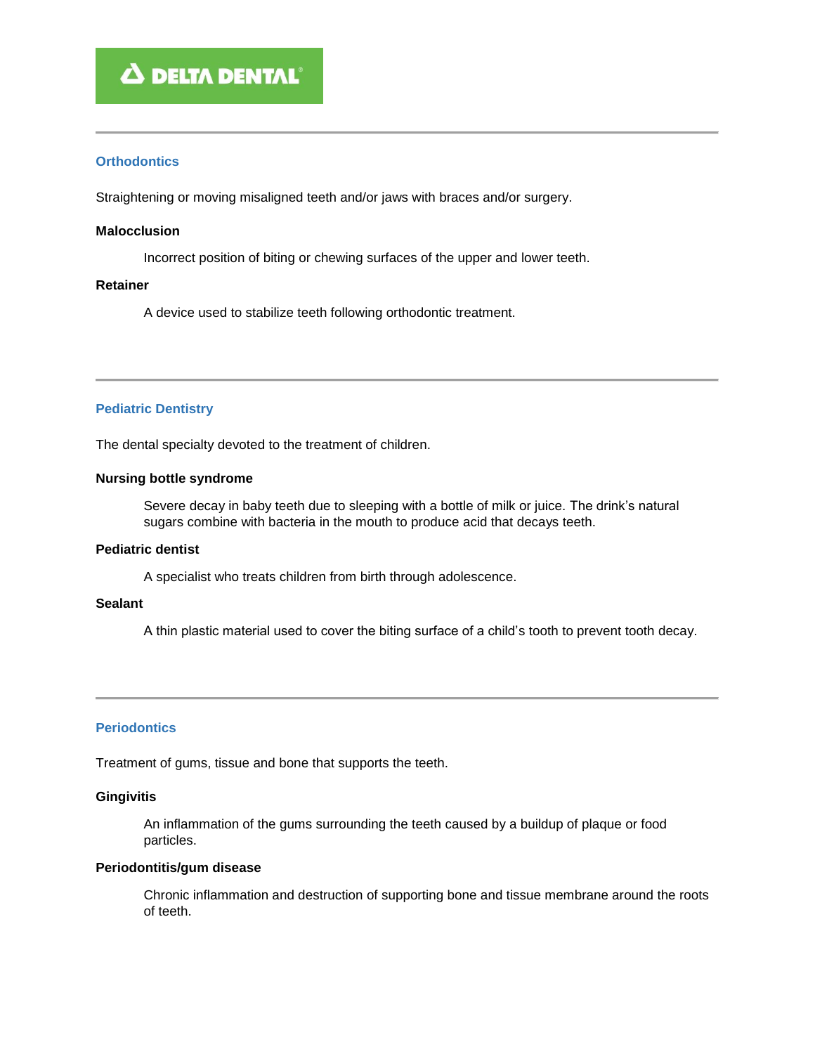## Orthodontics

Straightening or moving misaligned teeth and/or jaws with braces and/or surgery.

**Malocclusion**

Incorrect position of biting or chewing surfaces of the upper and lower teeth.

**Retainer**

A device used to stabilize teeth following orthodontic treatment.

---

## Pediatric Dentistry

The dental specialty devoted to the treatment of children.

**Nursing bottle syndrome**

Severe decay in baby teeth due to sleeping with a bottle of milk or juice. The drink's natural sugars combine with bacteria in the mouth to produce acid that decays teeth.

**Pediatric dentist**

A specialist who treats children from birth through adolescence.

**Sealant**

A thin plastic material used to cover the biting surface of a child's tooth to prevent tooth decay.

---

## Periodontics

Treatment of gums, tissue and bone that supports the teeth.

**Gingivitis**

An inflammation of the gums surrounding the teeth caused by a buildup of plaque or food particles.

**Periodontitis/gum disease**

Chronic inflammation and destruction of supporting bone and tissue membrane around the roots of teeth.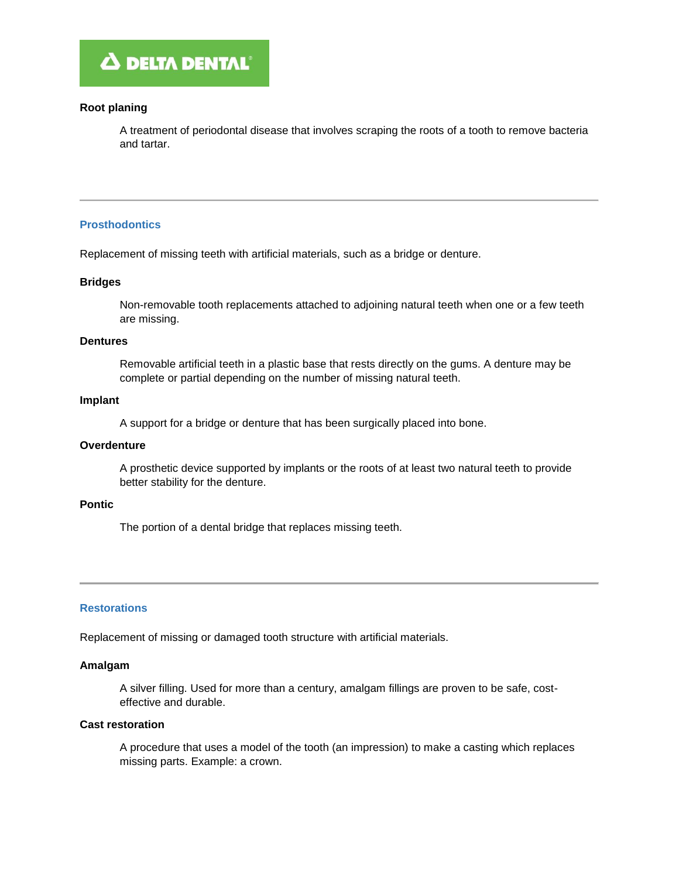**Root planing**

A treatment of periodontal disease that involves scraping the roots of a tooth to remove bacteria and tartar.

---

## Prosthodontics

Replacement of missing teeth with artificial materials, such as a bridge or denture.

**Bridges**

Non-removable tooth replacements attached to adjoining natural teeth when one or a few teeth are missing.

**Dentures**

Removable artificial teeth in a plastic base that rests directly on the gums. A denture may be complete or partial depending on the number of missing natural teeth.

**Implant**

A support for a bridge or denture that has been surgically placed into bone.

**Overdenture**

A prosthetic device supported by implants or the roots of at least two natural teeth to provide better stability for the denture.

**Pontic**

The portion of a dental bridge that replaces missing teeth.

---

## Restorations

Replacement of missing or damaged tooth structure with artificial materials.

**Amalgam**

A silver filling. Used for more than a century, amalgam fillings are proven to be safe, cost-effective and durable.

**Cast restoration**

A procedure that uses a model of the tooth (an impression) to make a casting which replaces missing parts. Example: a crown.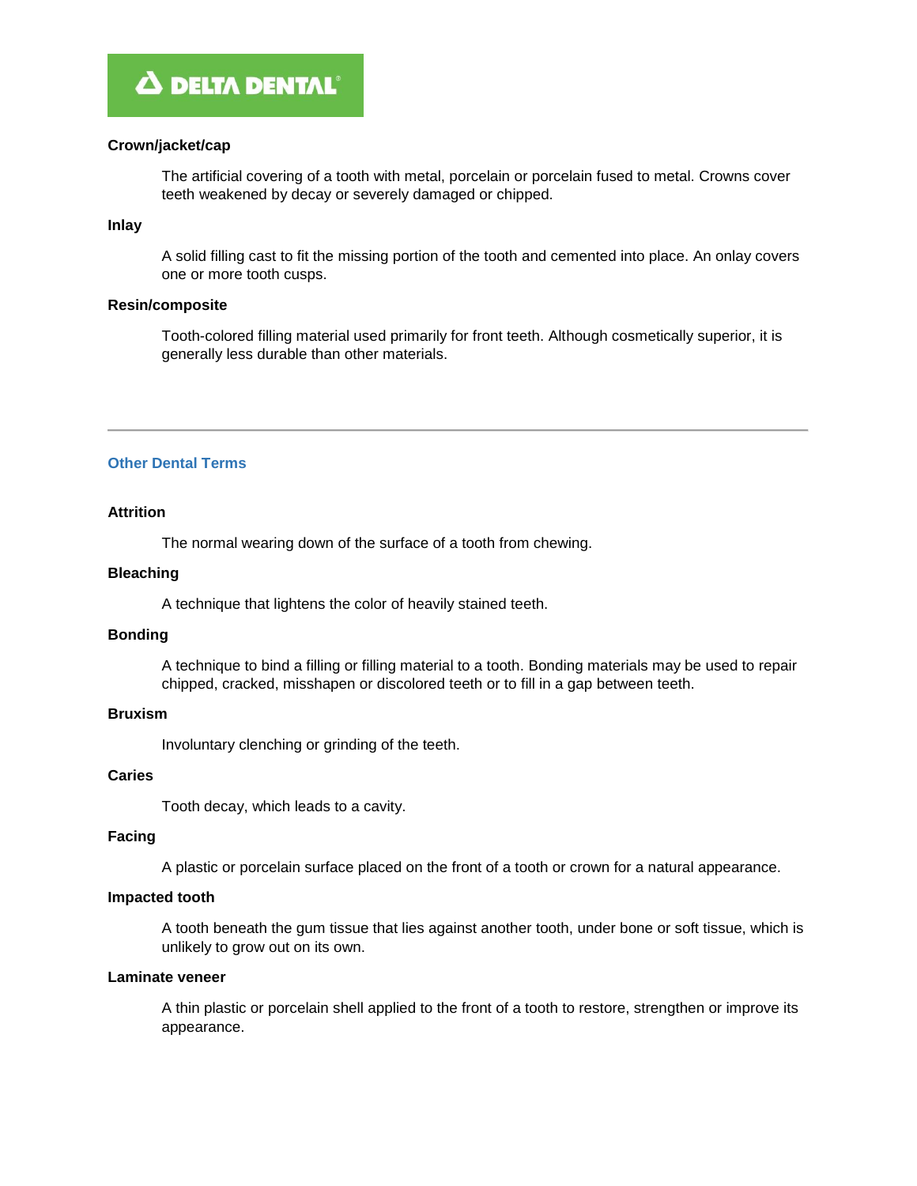**Crown/jacket/cap**

The artificial covering of a tooth with metal, porcelain or porcelain fused to metal. Crowns cover teeth weakened by decay or severely damaged or chipped.

**Inlay**

A solid filling cast to fit the missing portion of the tooth and cemented into place. An onlay covers one or more tooth cusps.

**Resin/composite**

Tooth-colored filling material used primarily for front teeth. Although cosmetically superior, it is generally less durable than other materials.

---

## Other Dental Terms

**Attrition**

The normal wearing down of the surface of a tooth from chewing.

**Bleaching**

A technique that lightens the color of heavily stained teeth.

**Bonding**

A technique to bind a filling or filling material to a tooth. Bonding materials may be used to repair chipped, cracked, misshapen or discolored teeth or to fill in a gap between teeth.

**Bruxism**

Involuntary clenching or grinding of the teeth.

**Caries**

Tooth decay, which leads to a cavity.

**Facing**

A plastic or porcelain surface placed on the front of a tooth or crown for a natural appearance.

**Impacted tooth**

A tooth beneath the gum tissue that lies against another tooth, under bone or soft tissue, which is unlikely to grow out on its own.

**Laminate veneer**

A thin plastic or porcelain shell applied to the front of a tooth to restore, strengthen or improve its appearance.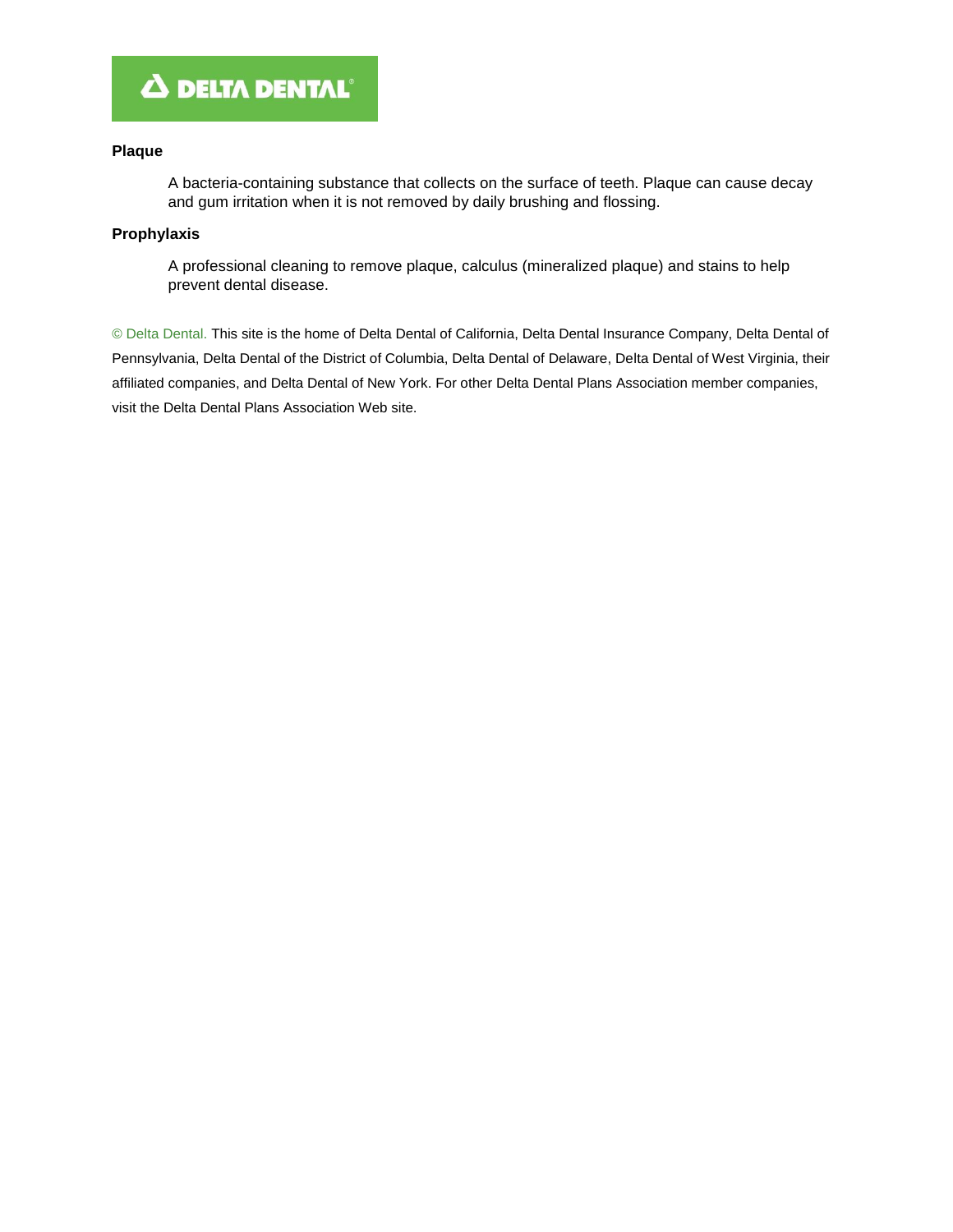**Plaque**

A bacteria-containing substance that collects on the surface of teeth. Plaque can cause decay and gum irritation when it is not removed by daily brushing and flossing.

**Prophylaxis**

A professional cleaning to remove plaque, calculus (mineralized plaque) and stains to help prevent dental disease.

© Delta Dental. This site is the home of Delta Dental of California, Delta Dental Insurance Company, Delta Dental of Pennsylvania, Delta Dental of the District of Columbia, Delta Dental of Delaware, Delta Dental of West Virginia, their affiliated companies, and Delta Dental of New York. For other Delta Dental Plans Association member companies, visit the Delta Dental Plans Association Web site.